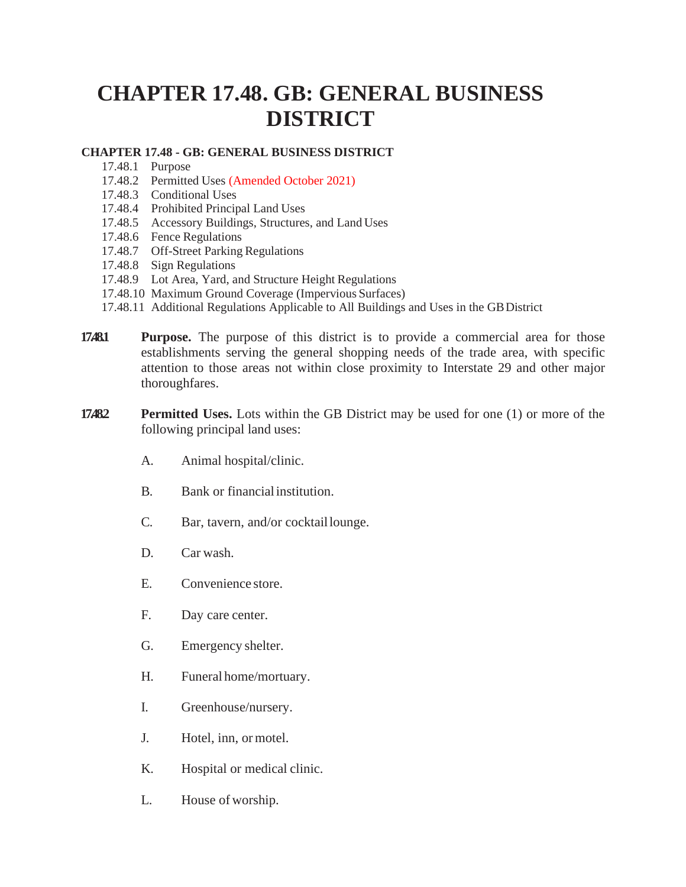# CHAPTER 17.48. GB: GENERAL BUSINESS DISTRICT

**CHAPTER 17.48 - GB: GENERAL BUSINESS DISTRICT**

17.48.1 Purpose
17.48.2 Permitted Uses (Amended October 2021)
17.48.3 Conditional Uses
17.48.4 Prohibited Principal Land Uses
17.48.5 Accessory Buildings, Structures, and Land Uses
17.48.6 Fence Regulations
17.48.7 Off-Street Parking Regulations
17.48.8 Sign Regulations
17.48.9 Lot Area, Yard, and Structure Height Regulations
17.48.10 Maximum Ground Coverage (Impervious Surfaces)
17.48.11 Additional Regulations Applicable to All Buildings and Uses in the GB District

**17.48.1** **Purpose.** The purpose of this district is to provide a commercial area for those establishments serving the general shopping needs of the trade area, with specific attention to those areas not within close proximity to Interstate 29 and other major thoroughfares.

**17.48.2** **Permitted Uses.** Lots within the GB District may be used for one (1) or more of the following principal land uses:

A. Animal hospital/clinic.

B. Bank or financial institution.

C. Bar, tavern, and/or cocktail lounge.

D. Car wash.

E. Convenience store.

F. Day care center.

G. Emergency shelter.

H. Funeral home/mortuary.

I. Greenhouse/nursery.

J. Hotel, inn, or motel.

K. Hospital or medical clinic.

L. House of worship.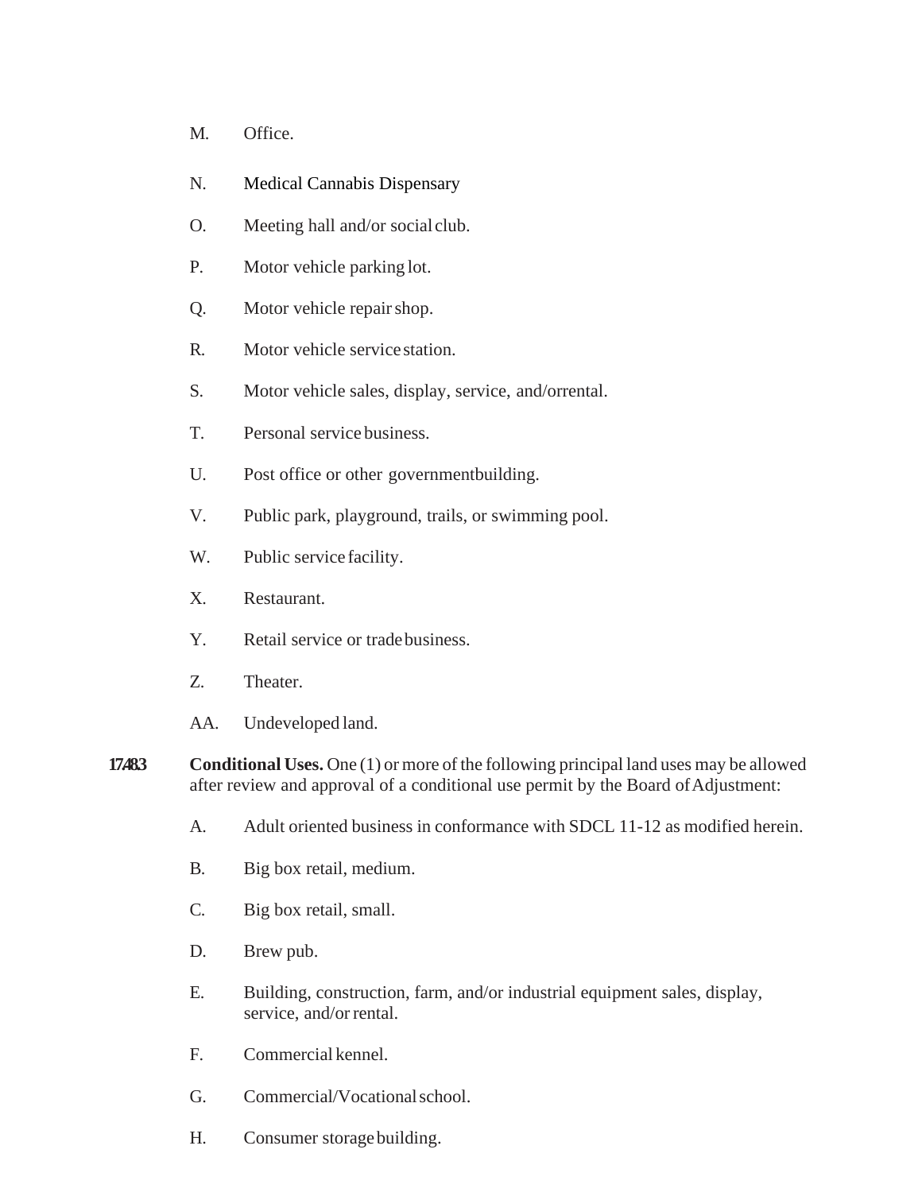M. Office.

N. Medical Cannabis Dispensary

O. Meeting hall and/or social club.

P. Motor vehicle parking lot.

Q. Motor vehicle repair shop.

R. Motor vehicle service station.

S. Motor vehicle sales, display, service, and/or rental.

T. Personal service business.

U. Post office or other government building.

V. Public park, playground, trails, or swimming pool.

W. Public service facility.

X. Restaurant.

Y. Retail service or trade business.

Z. Theater.

AA. Undeveloped land.

**17.48.3** **Conditional Uses.** One (1) or more of the following principal land uses may be allowed after review and approval of a conditional use permit by the Board of Adjustment:

A. Adult oriented business in conformance with SDCL 11-12 as modified herein.

B. Big box retail, medium.

C. Big box retail, small.

D. Brew pub.

E. Building, construction, farm, and/or industrial equipment sales, display, service, and/or rental.

F. Commercial kennel.

G. Commercial/Vocational school.

H. Consumer storage building.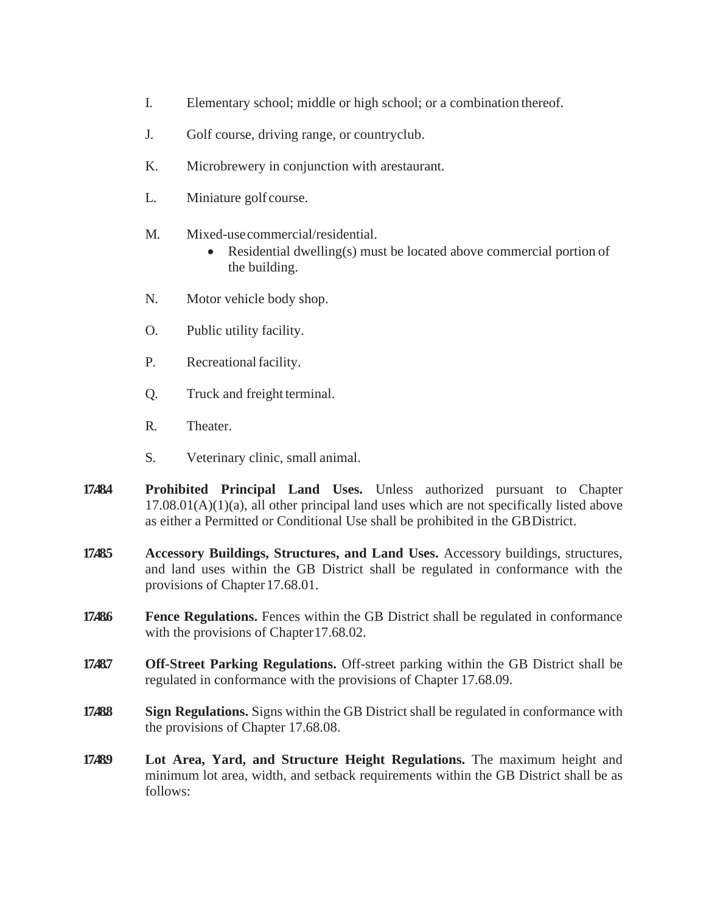I. Elementary school; middle or high school; or a combination thereof.

J. Golf course, driving range, or countryclub.

K. Microbrewery in conjunction with arestaurant.

L. Miniature golf course.

M. Mixed-usecommercial/residential.
   - Residential dwelling(s) must be located above commercial portion of the building.

N. Motor vehicle body shop.

O. Public utility facility.

P. Recreational facility.

Q. Truck and freight terminal.

R. Theater.

S. Veterinary clinic, small animal.

**17.48.4** **Prohibited Principal Land Uses.** Unless authorized pursuant to Chapter 17.08.01(A)(1)(a), all other principal land uses which are not specifically listed above as either a Permitted or Conditional Use shall be prohibited in the GB District.

**17.48.5** **Accessory Buildings, Structures, and Land Uses.** Accessory buildings, structures, and land uses within the GB District shall be regulated in conformance with the provisions of Chapter 17.68.01.

**17.48.6** **Fence Regulations.** Fences within the GB District shall be regulated in conformance with the provisions of Chapter 17.68.02.

**17.48.7** **Off-Street Parking Regulations.** Off-street parking within the GB District shall be regulated in conformance with the provisions of Chapter 17.68.09.

**17.48.8** **Sign Regulations.** Signs within the GB District shall be regulated in conformance with the provisions of Chapter 17.68.08.

**17.48.9** **Lot Area, Yard, and Structure Height Regulations.** The maximum height and minimum lot area, width, and setback requirements within the GB District shall be as follows: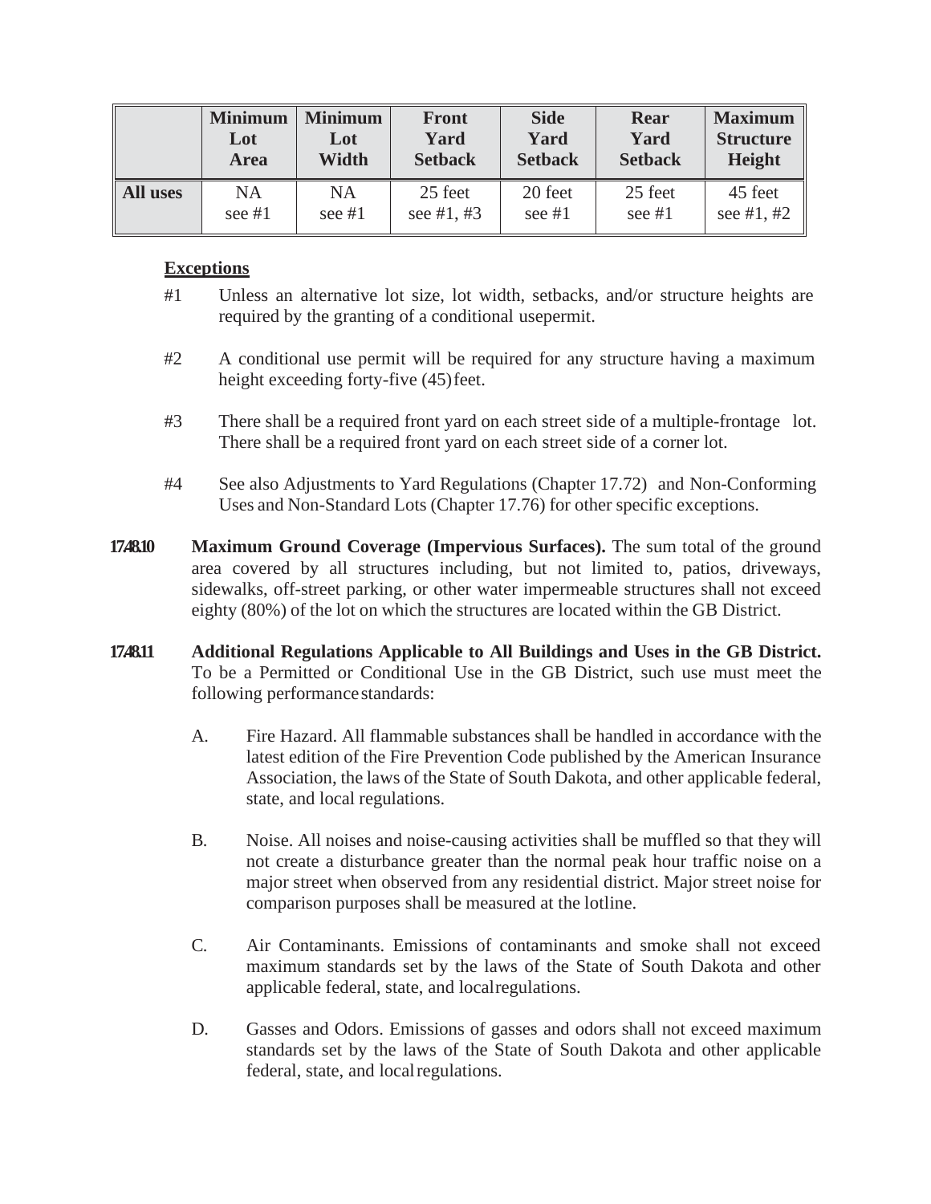| | Minimum Lot Area | Minimum Lot Width | Front Yard Setback | Side Yard Setback | Rear Yard Setback | Maximum Structure Height |
|---|---|---|---|---|---|---|
| **All uses** | NA see #1 | NA see #1 | 25 feet see #1, #3 | 20 feet see #1 | 25 feet see #1 | 45 feet see #1, #2 |

**Exceptions**

#1 Unless an alternative lot size, lot width, setbacks, and/or structure heights are required by the granting of a conditional usepermit.

#2 A conditional use permit will be required for any structure having a maximum height exceeding forty-five (45) feet.

#3 There shall be a required front yard on each street side of a multiple-frontage lot. There shall be a required front yard on each street side of a corner lot.

#4 See also Adjustments to Yard Regulations (Chapter 17.72) and Non-Conforming Uses and Non-Standard Lots (Chapter 17.76) for other specific exceptions.

**17.48.10 Maximum Ground Coverage (Impervious Surfaces).** The sum total of the ground area covered by all structures including, but not limited to, patios, driveways, sidewalks, off-street parking, or other water impermeable structures shall not exceed eighty (80%) of the lot on which the structures are located within the GB District.

**17.48.11 Additional Regulations Applicable to All Buildings and Uses in the GB District.** To be a Permitted or Conditional Use in the GB District, such use must meet the following performance standards:

A. Fire Hazard. All flammable substances shall be handled in accordance with the latest edition of the Fire Prevention Code published by the American Insurance Association, the laws of the State of South Dakota, and other applicable federal, state, and local regulations.

B. Noise. All noises and noise-causing activities shall be muffled so that they will not create a disturbance greater than the normal peak hour traffic noise on a major street when observed from any residential district. Major street noise for comparison purposes shall be measured at the lotline.

C. Air Contaminants. Emissions of contaminants and smoke shall not exceed maximum standards set by the laws of the State of South Dakota and other applicable federal, state, and localregulations.

D. Gasses and Odors. Emissions of gasses and odors shall not exceed maximum standards set by the laws of the State of South Dakota and other applicable federal, state, and local regulations.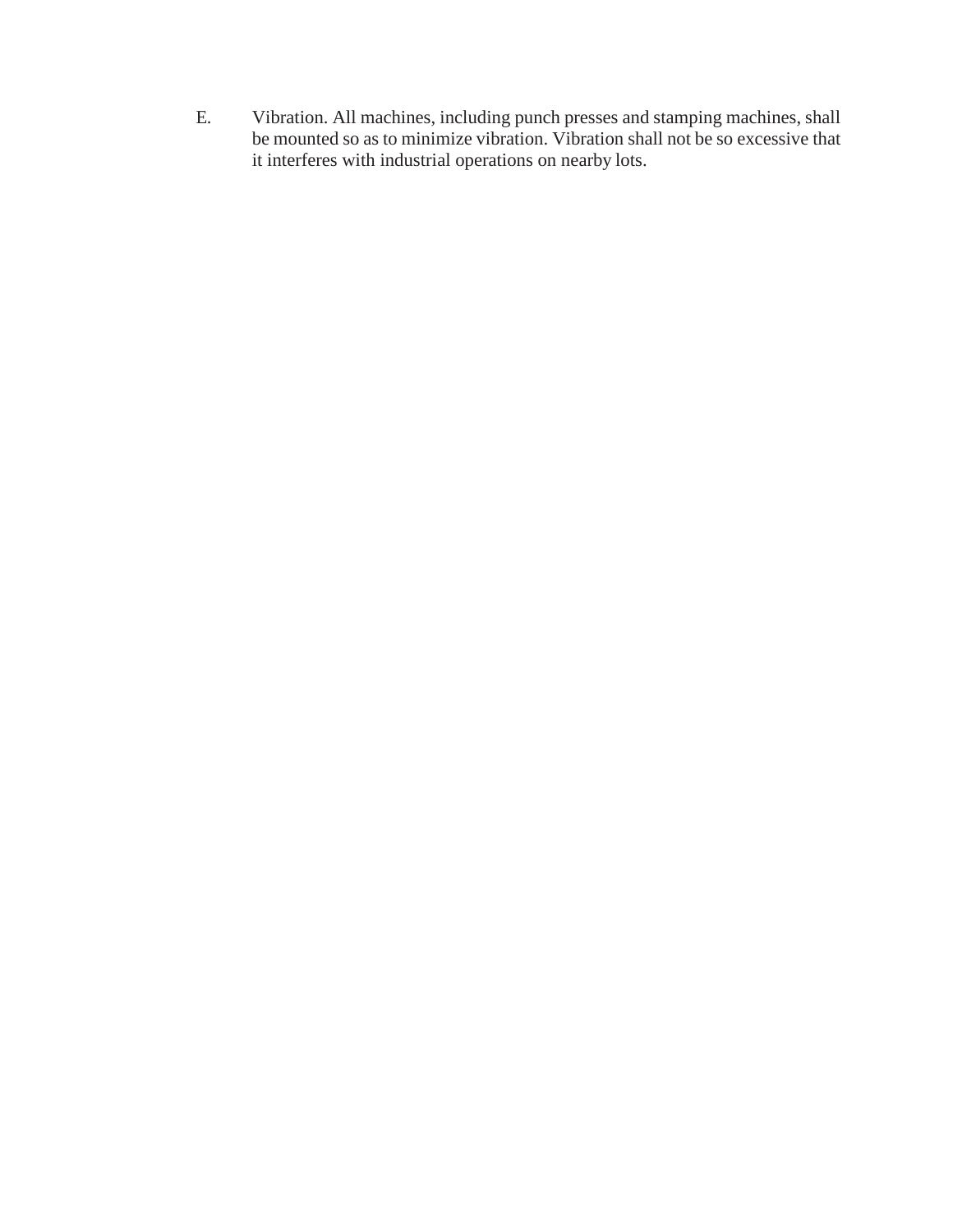E. Vibration. All machines, including punch presses and stamping machines, shall be mounted so as to minimize vibration. Vibration shall not be so excessive that it interferes with industrial operations on nearby lots.